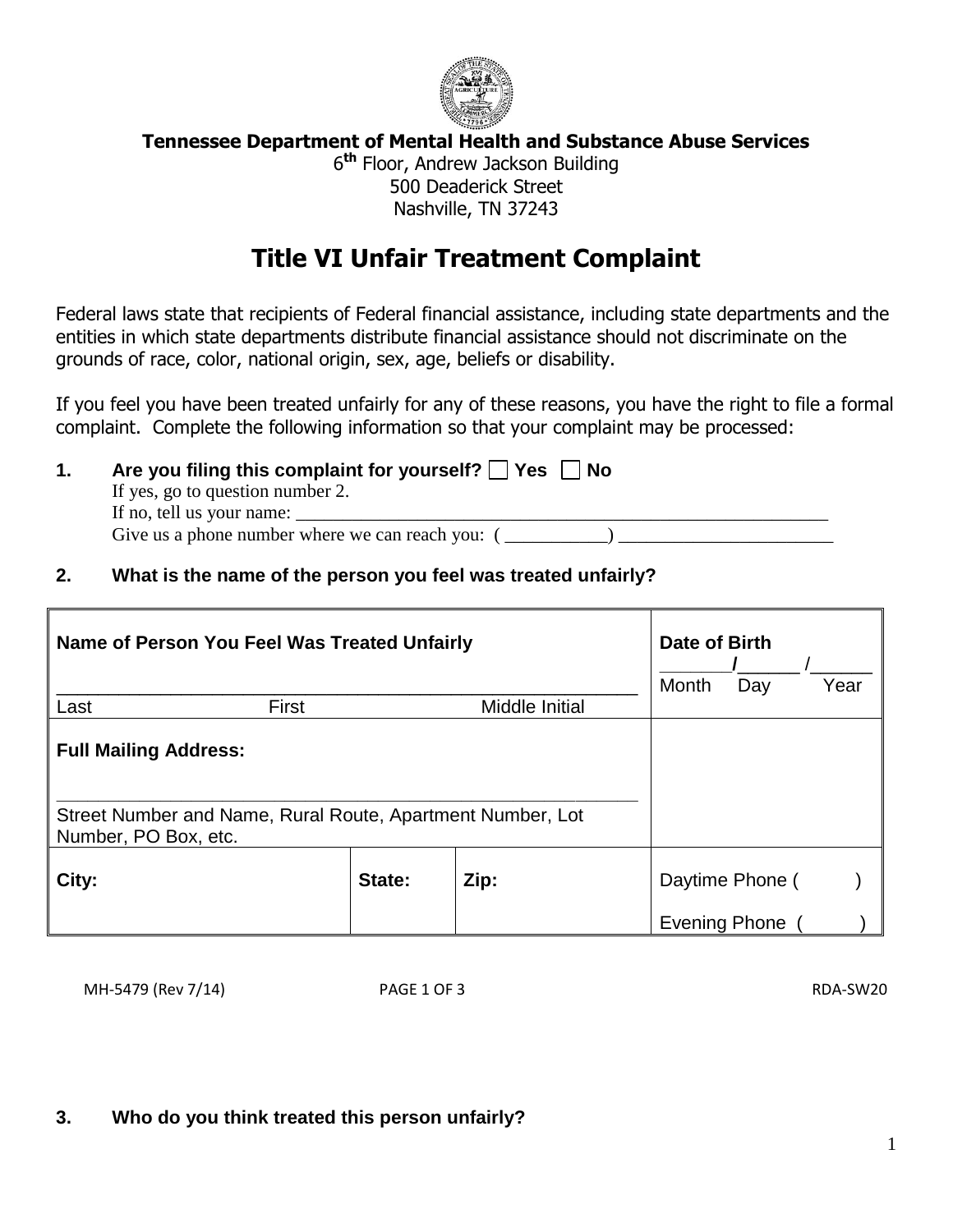**Tennessee Department of Mental Health and Substance Abuse Services**
6th Floor, Andrew Jackson Building
500 Deaderick Street
Nashville, TN 37243

# Title VI Unfair Treatment Complaint

Federal laws state that recipients of Federal financial assistance, including state departments and the entities in which state departments distribute financial assistance should not discriminate on the grounds of race, color, national origin, sex, age, beliefs or disability.

If you feel you have been treated unfairly for any of these reasons, you have the right to file a formal complaint. Complete the following information so that your complaint may be processed:

**1. Are you filing this complaint for yourself?** ☐ **Yes** ☐ **No**

If yes, go to question number 2.
If no, tell us your name: ____________________________________________________________
Give us a phone number where we can reach you: ( ___________) _______________________

**2. What is the name of the person you feel was treated unfairly?**

| **Name of Person You Feel Was Treated Unfairly**<br>_______________________________________________<br>Last First Middle Initial | | | **Date of Birth**<br>_______/______ /______<br>Month Day Year |
|---|---|---|---|
| **Full Mailing Address:**<br>_______________________________________________<br>Street Number and Name, Rural Route, Apartment Number, Lot Number, PO Box, etc. | | | |
| **City:** | **State:** | **Zip:** | Daytime Phone ( )<br>Evening Phone ( ) |

MH-5479 (Rev 7/14) RDA-SW20

**3. Who do you think treated this person unfairly?**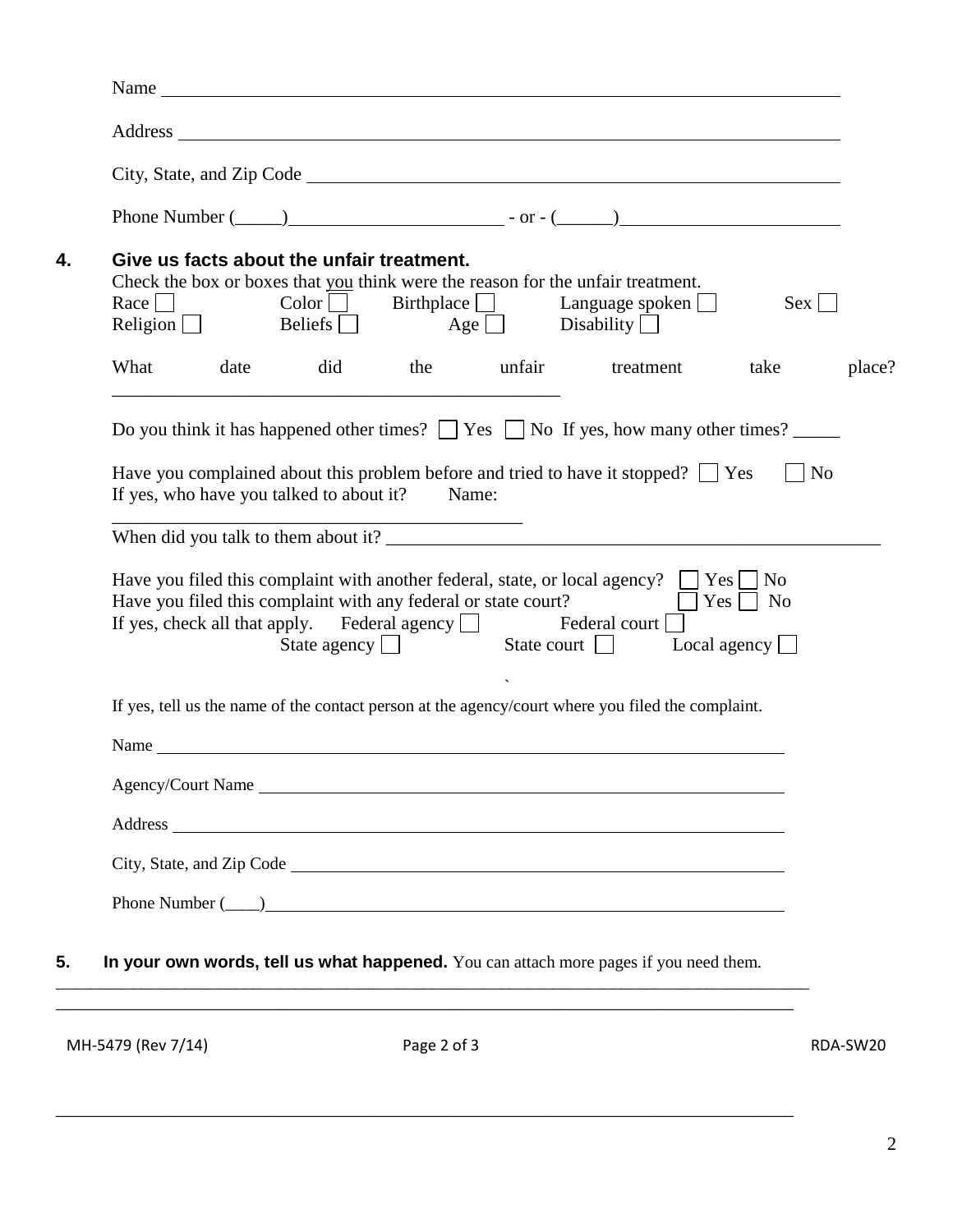Name ______________________________________________________________________

Address ____________________________________________________________________

City, State, and Zip Code ____________________________________________________

Phone Number (_____)_______________________ - or - (______)_______________________

**4. Give us facts about the unfair treatment.**

Check the box or boxes that you think were the reason for the unfair treatment.

Race ☐ Color ☐ Birthplace ☐ Language spoken ☐ Sex ☐
Religion ☐ Beliefs ☐ Age ☐ Disability ☐

What date did the unfair treatment take place? ________________________________________________

Do you think it has happened other times? ☐ Yes ☐ No If yes, how many other times? _____

Have you complained about this problem before and tried to have it stopped? ☐ Yes ☐ No
If yes, who have you talked to about it? Name: ____________________________________________

When did you talk to them about it? ___________________________________________________

Have you filed this complaint with another federal, state, or local agency? ☐ Yes ☐ No
Have you filed this complaint with any federal or state court? ☐ Yes ☐ No
If yes, check all that apply. Federal agency ☐ Federal court ☐
State agency ☐ State court ☐ Local agency ☐

If yes, tell us the name of the contact person at the agency/court where you filed the complaint.

Name ____________________________________________________________________

Agency/Court Name _________________________________________________________

Address __________________________________________________________________

City, State, and Zip Code ____________________________________________________

Phone Number (____)________________________________________________________

**5. In your own words, tell us what happened.** You can attach more pages if you need them.

_______________________________________________________________________________________

_______________________________________________________________________________________

MH-5479 (Rev 7/14) RDA-SW20

_______________________________________________________________________________________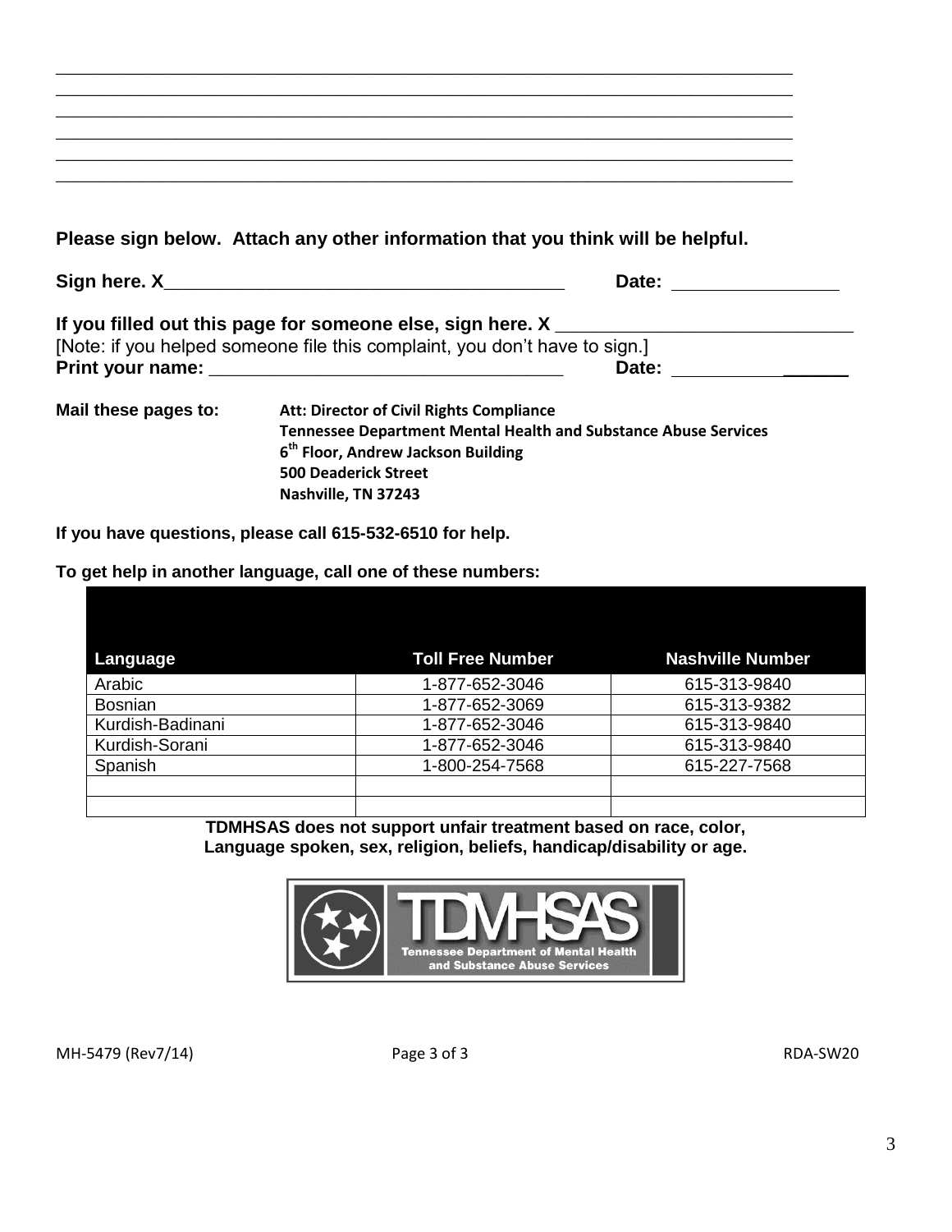_______________________________________________________________________________
_______________________________________________________________________________
_______________________________________________________________________________
_______________________________________________________________________________
_______________________________________________________________________________
_______________________________________________________________________________

**Please sign below. Attach any other information that you think will be helpful.**

**Sign here. X**________________________________________ **Date:** ________________

**If you filled out this page for someone else, sign here. X** ____________________________
[Note: if you helped someone file this complaint, you don't have to sign.]
**Print your name:** __________________________________ **Date:** ________________

**Mail these pages to:**
**Att: Director of Civil Rights Compliance**
**Tennessee Department Mental Health and Substance Abuse Services**
**6th Floor, Andrew Jackson Building**
**500 Deaderick Street**
**Nashville, TN 37243**

**If you have questions, please call 615-532-6510 for help.**

**To get help in another language, call one of these numbers:**

| Language | Toll Free Number | Nashville Number |
|---|---|---|
| Arabic | 1-877-652-3046 | 615-313-9840 |
| Bosnian | 1-877-652-3069 | 615-313-9382 |
| Kurdish-Badinani | 1-877-652-3046 | 615-313-9840 |
| Kurdish-Sorani | 1-877-652-3046 | 615-313-9840 |
| Spanish | 1-800-254-7568 | 615-227-7568 |
| | | |
| | | |

**TDMHSAS does not support unfair treatment based on race, color, Language spoken, sex, religion, beliefs, handicap/disability or age.**

TDMHSAS
Tennessee Department of Mental Health and Substance Abuse Services

MH-5479 (Rev7/14) RDA-SW20